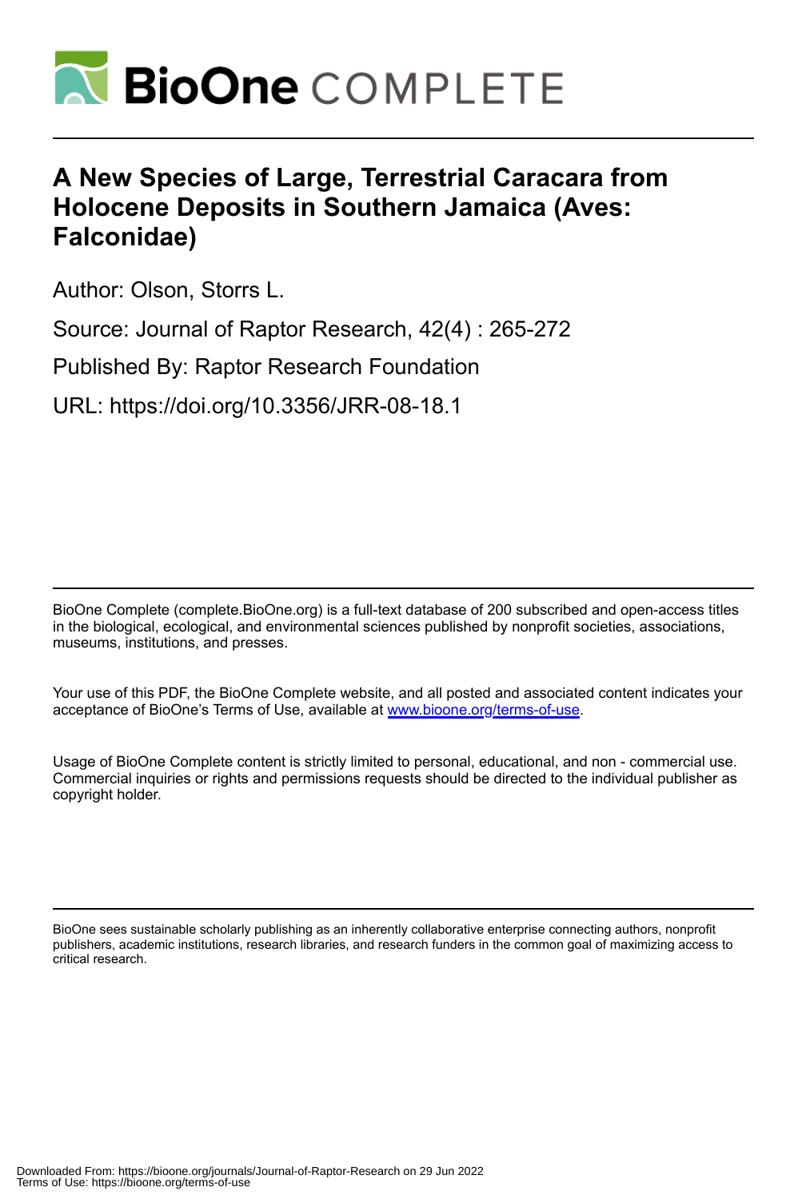# A New Species of Large, Terrestrial Caracara from Holocene Deposits in Southern Jamaica (Aves: Falconidae)

Author: Olson, Storrs L.

Source: Journal of Raptor Research, 42(4) : 265-272

Published By: Raptor Research Foundation

URL: https://doi.org/10.3356/JRR-08-18.1

BioOne Complete (complete.BioOne.org) is a full-text database of 200 subscribed and open-access titles in the biological, ecological, and environmental sciences published by nonprofit societies, associations, museums, institutions, and presses.

Your use of this PDF, the BioOne Complete website, and all posted and associated content indicates your acceptance of BioOne's Terms of Use, available at www.bioone.org/terms-of-use.

Usage of BioOne Complete content is strictly limited to personal, educational, and non - commercial use. Commercial inquiries or rights and permissions requests should be directed to the individual publisher as copyright holder.

BioOne sees sustainable scholarly publishing as an inherently collaborative enterprise connecting authors, nonprofit publishers, academic institutions, research libraries, and research funders in the common goal of maximizing access to critical research.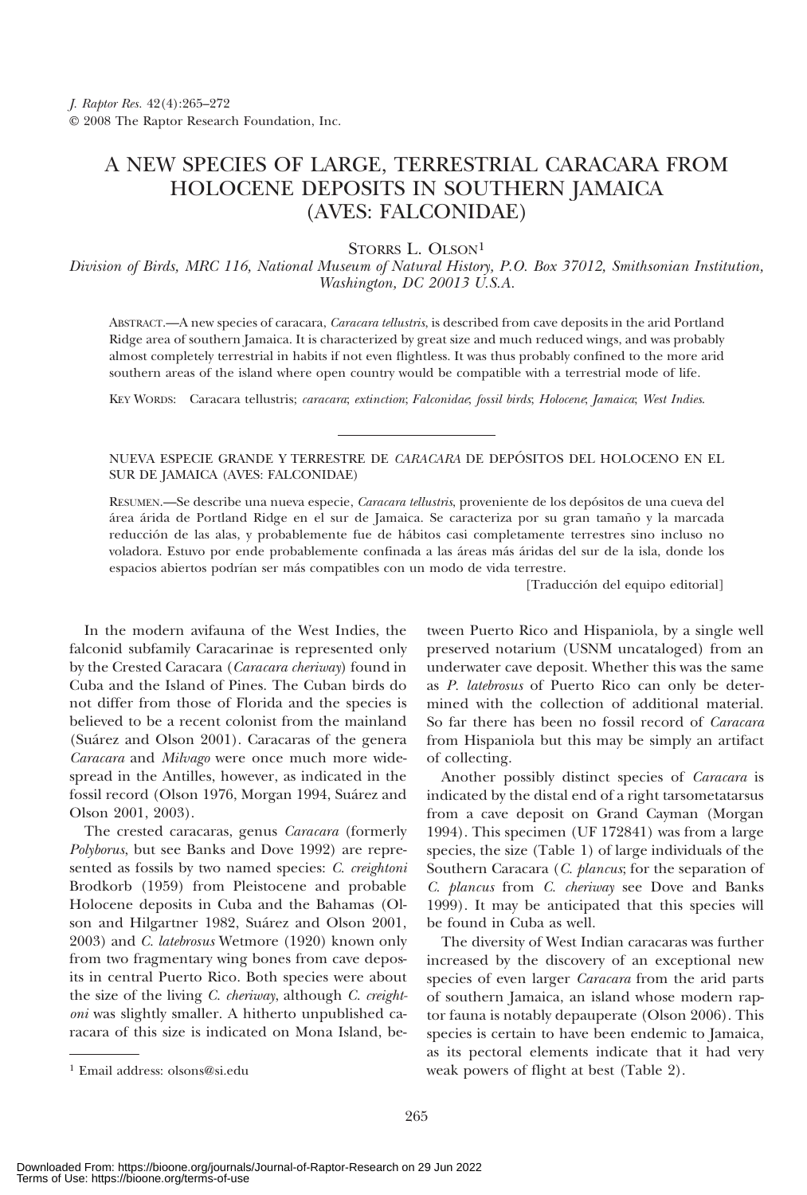# A NEW SPECIES OF LARGE, TERRESTRIAL CARACARA FROM HOLOCENE DEPOSITS IN SOUTHERN JAMAICA (AVES: FALCONIDAE)

Storrs L. Olson[1]

*Division of Birds, MRC 116, National Museum of Natural History, P.O. Box 37012, Smithsonian Institution, Washington, DC 20013 U.S.A.*

Abstract.—A new species of caracara, *Caracara tellustris*, is described from cave deposits in the arid Portland Ridge area of southern Jamaica. It is characterized by great size and much reduced wings, and was probably almost completely terrestrial in habits if not even flightless. It was thus probably confined to the more arid southern areas of the island where open country would be compatible with a terrestrial mode of life.

Key Words: Caracara tellustris; *caracara*; *extinction*; *Falconidae*; *fossil birds*; *Holocene*; *Jamaica*; *West Indies*.

---

NUEVA ESPECIE GRANDE Y TERRESTRE DE *CARACARA* DE DEPÓSITOS DEL HOLOCENO EN EL SUR DE JAMAICA (AVES: FALCONIDAE)

Resumen.—Se describe una nueva especie, *Caracara tellustris*, proveniente de los depósitos de una cueva del área árida de Portland Ridge en el sur de Jamaica. Se caracteriza por su gran tamaño y la marcada reducción de las alas, y probablemente fue de hábitos casi completamente terrestres sino incluso no voladora. Estuvo por ende probablemente confinada a las áreas más áridas del sur de la isla, donde los espacios abiertos podrían ser más compatibles con un modo de vida terrestre.

[Traducción del equipo editorial]

---

In the modern avifauna of the West Indies, the falconid subfamily Caracarinae is represented only by the Crested Caracara (*Caracara cheriway*) found in Cuba and the Island of Pines. The Cuban birds do not differ from those of Florida and the species is believed to be a recent colonist from the mainland (Suárez and Olson 2001). Caracaras of the genera *Caracara* and *Milvago* were once much more widespread in the Antilles, however, as indicated in the fossil record (Olson 1976, Morgan 1994, Suárez and Olson 2001, 2003).

The crested caracaras, genus *Caracara* (formerly *Polyborus*, but see Banks and Dove 1992) are represented as fossils by two named species: *C. creightoni* Brodkorb (1959) from Pleistocene and probable Holocene deposits in Cuba and the Bahamas (Olson and Hilgartner 1982, Suárez and Olson 2001, 2003) and *C. latebrosus* Wetmore (1920) known only from two fragmentary wing bones from cave deposits in central Puerto Rico. Both species were about the size of the living *C. cheriway*, although *C. creightoni* was slightly smaller. A hitherto unpublished caracara of this size is indicated on Mona Island, between Puerto Rico and Hispaniola, by a single well preserved notarium (USNM uncataloged) from an underwater cave deposit. Whether this was the same as *P. latebrosus* of Puerto Rico can only be determined with the collection of additional material. So far there has been no fossil record of *Caracara* from Hispaniola but this may be simply an artifact of collecting.

Another possibly distinct species of *Caracara* is indicated by the distal end of a right tarsometatarsus from a cave deposit on Grand Cayman (Morgan 1994). This specimen (UF 172841) was from a large species, the size (Table 1) of large individuals of the Southern Caracara (*C. plancus*; for the separation of *C. plancus* from *C. cheriway* see Dove and Banks 1999). It may be anticipated that this species will be found in Cuba as well.

The diversity of West Indian caracaras was further increased by the discovery of an exceptional new species of even larger *Caracara* from the arid parts of southern Jamaica, an island whose modern raptor fauna is notably depauperate (Olson 2006). This species is certain to have been endemic to Jamaica, as its pectoral elements indicate that it had very weak powers of flight at best (Table 2).

[1] Email address: olsons@si.edu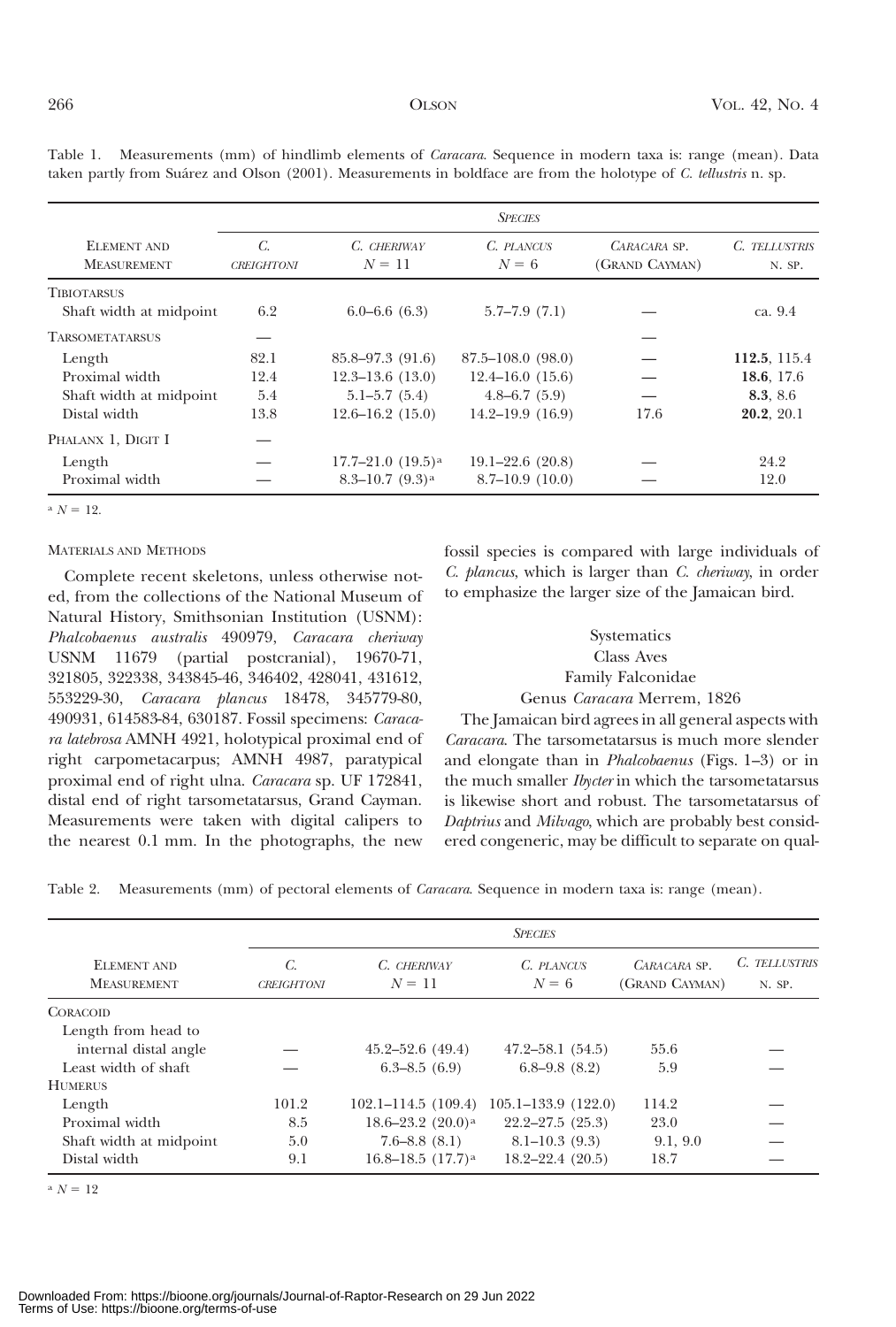Table 1. Measurements (mm) of hindlimb elements of *Caracara*. Sequence in modern taxa is: range (mean). Data taken partly from Suárez and Olson (2001). Measurements in boldface are from the holotype of *C. tellustris* n. sp.

| Element and Measurement | *C. creightoni* | *C. cheriway* $N = 11$ | *C. plancus* $N = 6$ | *Caracara* sp. (Grand Cayman) | *C. tellustris* n. sp. |
|---|---|---|---|---|---|
| Tibiotarsus | | | | | |
| Shaft width at midpoint | 6.2 | 6.0–6.6 (6.3) | 5.7–7.9 (7.1) | — | ca. 9.4 |
| Tarsometatarsus | — | | | — | |
| Length | 82.1 | 85.8–97.3 (91.6) | 87.5–108.0 (98.0) | — | **112.5**, 115.4 |
| Proximal width | 12.4 | 12.3–13.6 (13.0) | 12.4–16.0 (15.6) | — | **18.6**, 17.6 |
| Shaft width at midpoint | 5.4 | 5.1–5.7 (5.4) | 4.8–6.7 (5.9) | — | **8.3**, 8.6 |
| Distal width | 13.8 | 12.6–16.2 (15.0) | 14.2–19.9 (16.9) | 17.6 | **20.2**, 20.1 |
| Phalanx 1, Digit I | — | | | | |
| Length | — | 17.7–21.0 (19.5)[a] | 19.1–22.6 (20.8) | — | 24.2 |
| Proximal width | — | 8.3–10.7 (9.3)[a] | 8.7–10.9 (10.0) | — | 12.0 |

[a] $N = 12$.

## Materials and Methods

Complete recent skeletons, unless otherwise noted, from the collections of the National Museum of Natural History, Smithsonian Institution (USNM): *Phalcobaenus australis* 490979, *Caracara cheriway* USNM 11679 (partial postcranial), 19670-71, 321805, 322338, 343845-46, 346402, 428041, 431612, 553229-30, *Caracara plancus* 18478, 345779-80, 490931, 614583-84, 630187. Fossil specimens: *Caracara latebrosa* AMNH 4921, holotypical proximal end of right carpometacarpus; AMNH 4987, paratypical proximal end of right ulna. *Caracara* sp. UF 172841, distal end of right tarsometatarsus, Grand Cayman. Measurements were taken with digital calipers to the nearest 0.1 mm. In the photographs, the new fossil species is compared with large individuals of *C. plancus*, which is larger than *C. cheriway*, in order to emphasize the larger size of the Jamaican bird.

## Systematics

Class Aves

Family Falconidae

Genus *Caracara* Merrem, 1826

The Jamaican bird agrees in all general aspects with *Caracara*. The tarsometatarsus is much more slender and elongate than in *Phalcobaenus* (Figs. 1–3) or in the much smaller *Ibycter* in which the tarsometatarsus is likewise short and robust. The tarsometatarsus of *Daptrius* and *Milvago*, which are probably best considered congeneric, may be difficult to separate on qual-

Table 2. Measurements (mm) of pectoral elements of *Caracara*. Sequence in modern taxa is: range (mean).

| Element and Measurement | *C. creightoni* | *C. cheriway* $N = 11$ | *C. plancus* $N = 6$ | *Caracara* sp. (Grand Cayman) | *C. tellustris* n. sp. |
|---|---|---|---|---|---|
| Coracoid | | | | | |
| Length from head to internal distal angle | — | 45.2–52.6 (49.4) | 47.2–58.1 (54.5) | 55.6 | — |
| Least width of shaft | — | 6.3–8.5 (6.9) | 6.8–9.8 (8.2) | 5.9 | — |
| Humerus | | | | | |
| Length | 101.2 | 102.1–114.5 (109.4) | 105.1–133.9 (122.0) | 114.2 | — |
| Proximal width | 8.5 | 18.6–23.2 (20.0)[a] | 22.2–27.5 (25.3) | 23.0 | — |
| Shaft width at midpoint | 5.0 | 7.6–8.8 (8.1) | 8.1–10.3 (9.3) | 9.1, 9.0 | — |
| Distal width | 9.1 | 16.8–18.5 (17.7)[a] | 18.2–22.4 (20.5) | 18.7 | — |

[a] $N = 12$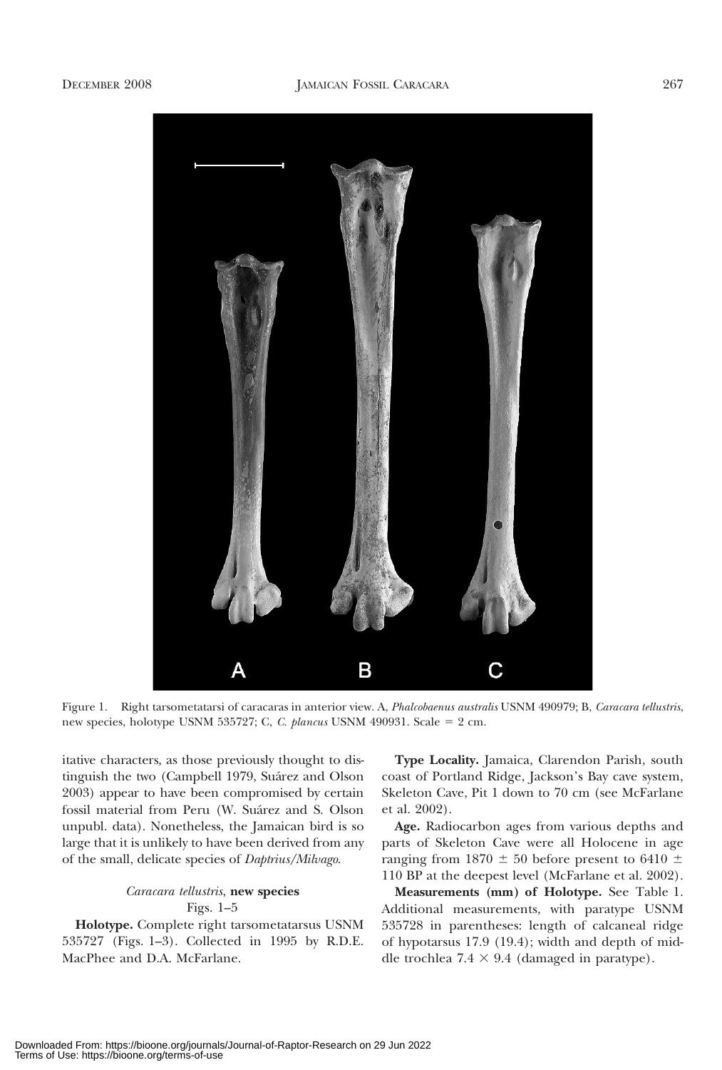Figure 1. Right tarsometatarsi of caracaras in anterior view. A, *Phalcobaenus australis* USNM 490979; B, *Caracara tellustris*, new species, holotype USNM 535727; C, *C. plancus* USNM 490931. Scale = 2 cm.

itative characters, as those previously thought to distinguish the two (Campbell 1979, Suárez and Olson 2003) appear to have been compromised by certain fossil material from Peru (W. Suárez and S. Olson unpubl. data). Nonetheless, the Jamaican bird is so large that it is unlikely to have been derived from any of the small, delicate species of *Daptrius/Milvago*.

### *Caracara tellustris*, **new species**

Figs. 1–5

**Holotype.** Complete right tarsometatarsus USNM 535727 (Figs. 1–3). Collected in 1995 by R.D.E. MacPhee and D.A. McFarlane.

**Type Locality.** Jamaica, Clarendon Parish, south coast of Portland Ridge, Jackson's Bay cave system, Skeleton Cave, Pit 1 down to 70 cm (see McFarlane et al. 2002).

**Age.** Radiocarbon ages from various depths and parts of Skeleton Cave were all Holocene in age ranging from 1870 ± 50 before present to 6410 ± 110 BP at the deepest level (McFarlane et al. 2002).

**Measurements (mm) of Holotype.** See Table 1. Additional measurements, with paratype USNM 535728 in parentheses: length of calcaneal ridge of hypotarsus 17.9 (19.4); width and depth of middle trochlea 7.4 × 9.4 (damaged in paratype).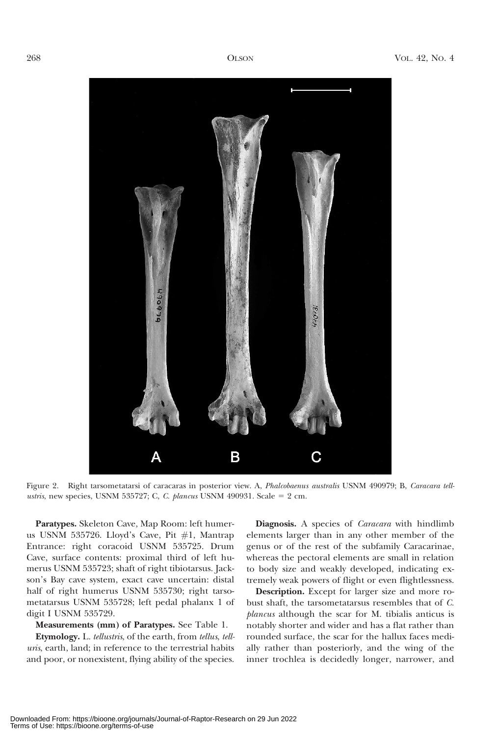Figure 2. Right tarsometatarsi of caracaras in posterior view. A, *Phalcobaenus australis* USNM 490979; B, *Caracara tellustris*, new species, USNM 535727; C, *C. plancus* USNM 490931. Scale = 2 cm.

**Paratypes.** Skeleton Cave, Map Room: left humerus USNM 535726. Lloyd's Cave, Pit #1, Mantrap Entrance: right coracoid USNM 535725. Drum Cave, surface contents: proximal third of left humerus USNM 535723; shaft of right tibiotarsus. Jackson's Bay cave system, exact cave uncertain: distal half of right humerus USNM 535730; right tarsometatarsus USNM 535728; left pedal phalanx 1 of digit I USNM 535729.

**Measurements (mm) of Paratypes.** See Table 1.

**Etymology.** L. *tellustris*, of the earth, from *tellus*, *telluris*, earth, land; in reference to the terrestrial habits and poor, or nonexistent, flying ability of the species.

**Diagnosis.** A species of *Caracara* with hindlimb elements larger than in any other member of the genus or of the rest of the subfamily Caracarinae, whereas the pectoral elements are small in relation to body size and weakly developed, indicating extremely weak powers of flight or even flightlessness.

**Description.** Except for larger size and more robust shaft, the tarsometatarsus resembles that of *C. plancus* although the scar for M. tibialis anticus is notably shorter and wider and has a flat rather than rounded surface, the scar for the hallux faces medially rather than posteriorly, and the wing of the inner trochlea is decidedly longer, narrower, and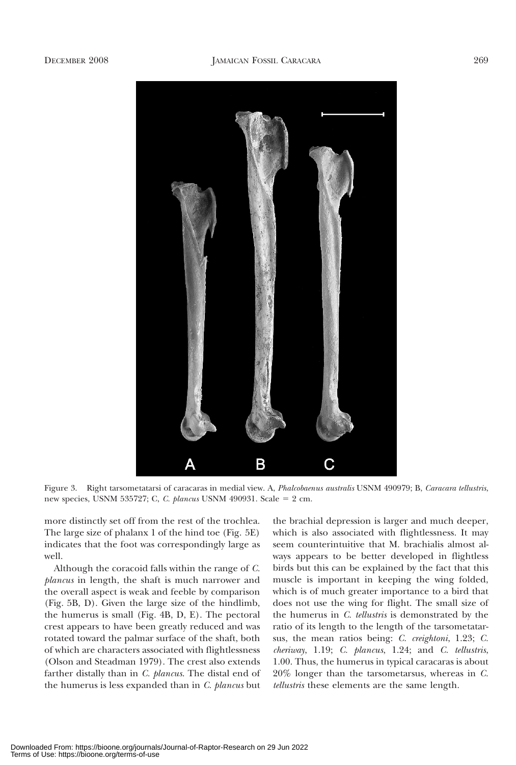Figure 3. Right tarsometatarsi of caracaras in medial view. A, *Phalcobaenus australis* USNM 490979; B, *Caracara tellustris*, new species, USNM 535727; C, *C. plancus* USNM 490931. Scale = 2 cm.

more distinctly set off from the rest of the trochlea. The large size of phalanx 1 of the hind toe (Fig. 5E) indicates that the foot was correspondingly large as well.

Although the coracoid falls within the range of *C. plancus* in length, the shaft is much narrower and the overall aspect is weak and feeble by comparison (Fig. 5B, D). Given the large size of the hindlimb, the humerus is small (Fig. 4B, D, E). The pectoral crest appears to have been greatly reduced and was rotated toward the palmar surface of the shaft, both of which are characters associated with flightlessness (Olson and Steadman 1979). The crest also extends farther distally than in *C. plancus*. The distal end of the humerus is less expanded than in *C. plancus* but the brachial depression is larger and much deeper, which is also associated with flightlessness. It may seem counterintuitive that M. brachialis almost always appears to be better developed in flightless birds but this can be explained by the fact that this muscle is important in keeping the wing folded, which is of much greater importance to a bird that does not use the wing for flight. The small size of the humerus in *C. tellustris* is demonstrated by the ratio of its length to the length of the tarsometatarsus, the mean ratios being: *C. creightoni*, 1.23; *C. cheriway*, 1.19; *C. plancus*, 1.24; and *C. tellustris*, 1.00. Thus, the humerus in typical caracaras is about 20% longer than the tarsometarsus, whereas in *C. tellustris* these elements are the same length.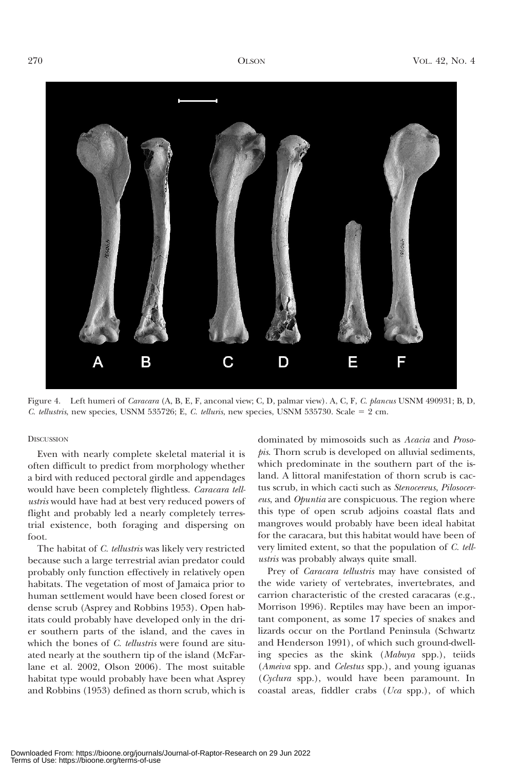Figure 4. Left humeri of *Caracara* (A, B, E, F, anconal view; C, D, palmar view). A, C, F, *C. plancus* USNM 490931; B, D, *C. tellustris*, new species, USNM 535726; E, *C. telluris*, new species, USNM 535730. Scale = 2 cm.

## Discussion

Even with nearly complete skeletal material it is often difficult to predict from morphology whether a bird with reduced pectoral girdle and appendages would have been completely flightless. *Caracara tellustris* would have had at best very reduced powers of flight and probably led a nearly completely terrestrial existence, both foraging and dispersing on foot.

The habitat of *C. tellustris* was likely very restricted because such a large terrestrial avian predator could probably only function effectively in relatively open habitats. The vegetation of most of Jamaica prior to human settlement would have been closed forest or dense scrub (Asprey and Robbins 1953). Open habitats could probably have developed only in the drier southern parts of the island, and the caves in which the bones of *C. tellustris* were found are situated nearly at the southern tip of the island (McFarlane et al. 2002, Olson 2006). The most suitable habitat type would probably have been what Asprey and Robbins (1953) defined as thorn scrub, which is dominated by mimosoids such as *Acacia* and *Prosopis*. Thorn scrub is developed on alluvial sediments, which predominate in the southern part of the island. A littoral manifestation of thorn scrub is cactus scrub, in which cacti such as *Stenocereus*, *Pilosocereus*, and *Opuntia* are conspicuous. The region where this type of open scrub adjoins coastal flats and mangroves would probably have been ideal habitat for the caracara, but this habitat would have been of very limited extent, so that the population of *C. tellustris* was probably always quite small.

Prey of *Caracara tellustris* may have consisted of the wide variety of vertebrates, invertebrates, and carrion characteristic of the crested caracaras (e.g., Morrison 1996). Reptiles may have been an important component, as some 17 species of snakes and lizards occur on the Portland Peninsula (Schwartz and Henderson 1991), of which such ground-dwelling species as the skink (*Mabuya* spp.), teiids (*Ameiva* spp. and *Celestus* spp.), and young iguanas (*Cyclura* spp.), would have been paramount. In coastal areas, fiddler crabs (*Uca* spp.), of which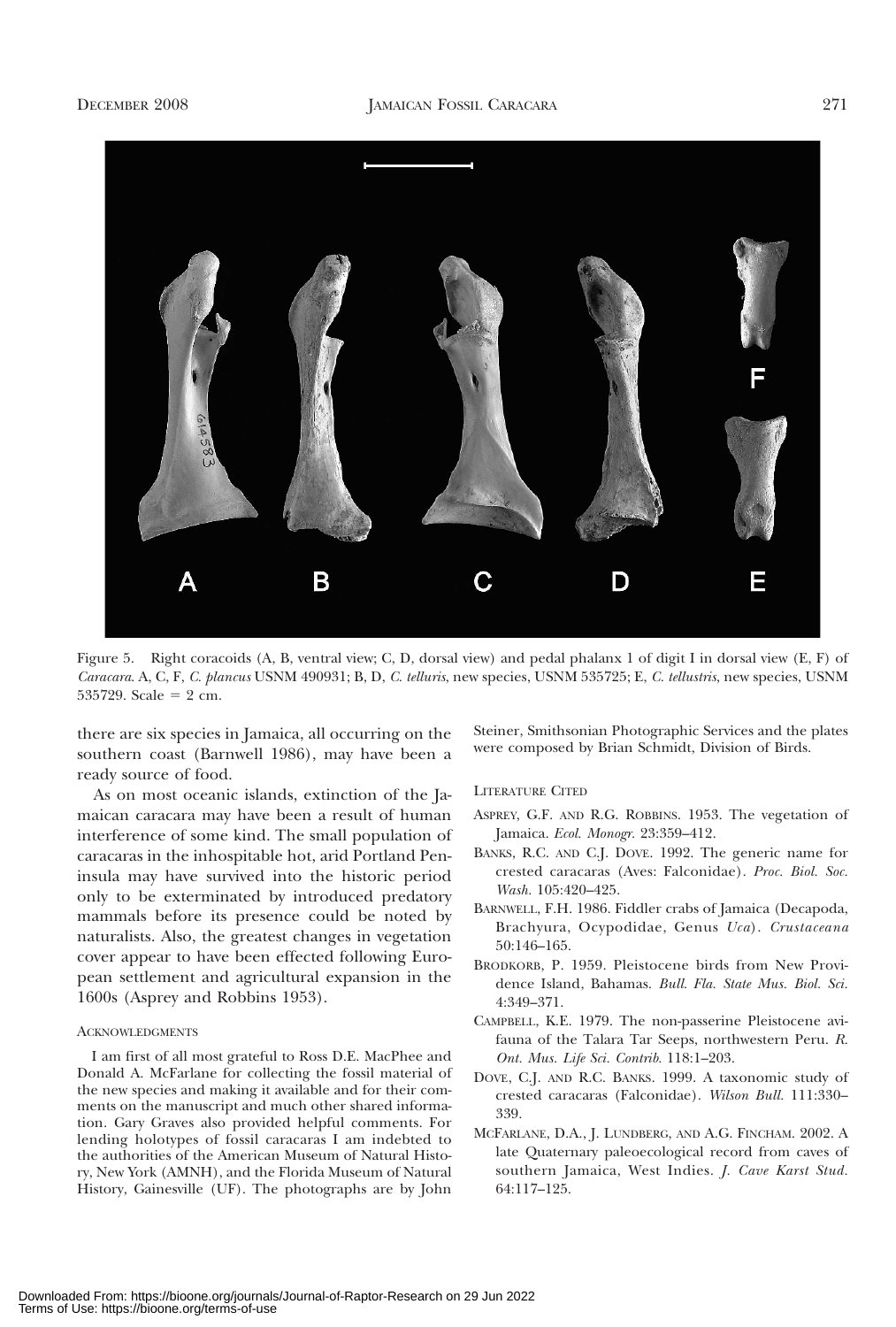Figure 5. Right coracoids (A, B, ventral view; C, D, dorsal view) and pedal phalanx 1 of digit I in dorsal view (E, F) of *Caracara*. A, C, F, *C. plancus* USNM 490931; B, D, *C. telluris*, new species, USNM 535725; E, *C. tellustris*, new species, USNM 535729. Scale = 2 cm.

there are six species in Jamaica, all occurring on the southern coast (Barnwell 1986), may have been a ready source of food.

As on most oceanic islands, extinction of the Jamaican caracara may have been a result of human interference of some kind. The small population of caracaras in the inhospitable hot, arid Portland Peninsula may have survived into the historic period only to be exterminated by introduced predatory mammals before its presence could be noted by naturalists. Also, the greatest changes in vegetation cover appear to have been effected following European settlement and agricultural expansion in the 1600s (Asprey and Robbins 1953).

## Acknowledgments

I am first of all most grateful to Ross D.E. MacPhee and Donald A. McFarlane for collecting the fossil material of the new species and making it available and for their comments on the manuscript and much other shared information. Gary Graves also provided helpful comments. For lending holotypes of fossil caracaras I am indebted to the authorities of the American Museum of Natural History, New York (AMNH), and the Florida Museum of Natural History, Gainesville (UF). The photographs are by John Steiner, Smithsonian Photographic Services and the plates were composed by Brian Schmidt, Division of Birds.

## Literature Cited

Asprey, G.F. and R.G. Robbins. 1953. The vegetation of Jamaica. *Ecol. Monogr.* 23:359–412.

Banks, R.C. and C.J. Dove. 1992. The generic name for crested caracaras (Aves: Falconidae). *Proc. Biol. Soc. Wash.* 105:420–425.

Barnwell, F.H. 1986. Fiddler crabs of Jamaica (Decapoda, Brachyura, Ocypodidae, Genus *Uca*). *Crustaceana* 50:146–165.

Brodkorb, P. 1959. Pleistocene birds from New Providence Island, Bahamas. *Bull. Fla. State Mus. Biol. Sci.* 4:349–371.

Campbell, K.E. 1979. The non-passerine Pleistocene avifauna of the Talara Tar Seeps, northwestern Peru. *R. Ont. Mus. Life Sci. Contrib.* 118:1–203.

Dove, C.J. and R.C. Banks. 1999. A taxonomic study of crested caracaras (Falconidae). *Wilson Bull.* 111:330–339.

McFarlane, D.A., J. Lundberg, and A.G. Fincham. 2002. A late Quaternary paleoecological record from caves of southern Jamaica, West Indies. *J. Cave Karst Stud.* 64:117–125.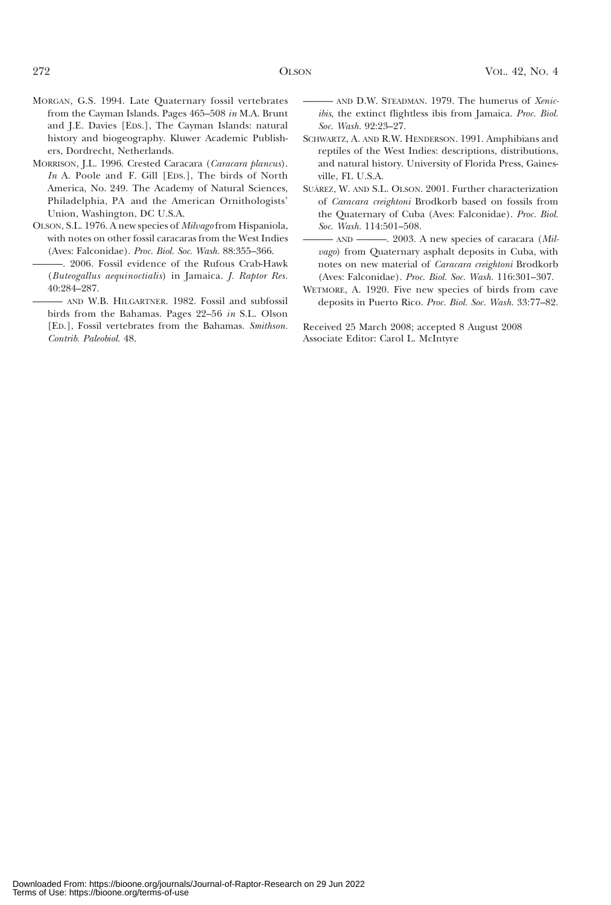MORGAN, G.S. 1994. Late Quaternary fossil vertebrates from the Cayman Islands. Pages 465–508 *in* M.A. Brunt and J.E. Davies [EDS.], The Cayman Islands: natural history and biogeography. Kluwer Academic Publishers, Dordrecht, Netherlands.

MORRISON, J.L. 1996. Crested Caracara (*Caracara plancus*). *In* A. Poole and F. Gill [EDS.], The birds of North America, No. 249. The Academy of Natural Sciences, Philadelphia, PA and the American Ornithologists' Union, Washington, DC U.S.A.

OLSON, S.L. 1976. A new species of *Milvago* from Hispaniola, with notes on other fossil caracaras from the West Indies (Aves: Falconidae). *Proc. Biol. Soc. Wash.* 88:355–366.

———. 2006. Fossil evidence of the Rufous Crab-Hawk (*Buteogallus aequinoctialis*) in Jamaica. *J. Raptor Res.* 40:284–287.

——— AND W.B. HILGARTNER. 1982. Fossil and subfossil birds from the Bahamas. Pages 22–56 *in* S.L. Olson [ED.], Fossil vertebrates from the Bahamas. *Smithson. Contrib. Paleobiol.* 48.

——— AND D.W. STEADMAN. 1979. The humerus of *Xenicibis*, the extinct flightless ibis from Jamaica. *Proc. Biol. Soc. Wash.* 92:23–27.

SCHWARTZ, A. AND R.W. HENDERSON. 1991. Amphibians and reptiles of the West Indies: descriptions, distributions, and natural history. University of Florida Press, Gainesville, FL U.S.A.

SUÁREZ, W. AND S.L. OLSON. 2001. Further characterization of *Caracara creightoni* Brodkorb based on fossils from the Quaternary of Cuba (Aves: Falconidae). *Proc. Biol. Soc. Wash.* 114:501–508.

——— AND ———. 2003. A new species of caracara (*Milvago*) from Quaternary asphalt deposits in Cuba, with notes on new material of *Caracara creightoni* Brodkorb (Aves: Falconidae). *Proc. Biol. Soc. Wash.* 116:301–307.

WETMORE, A. 1920. Five new species of birds from cave deposits in Puerto Rico. *Proc. Biol. Soc. Wash.* 33:77–82.

Received 25 March 2008; accepted 8 August 2008
Associate Editor: Carol L. McIntyre